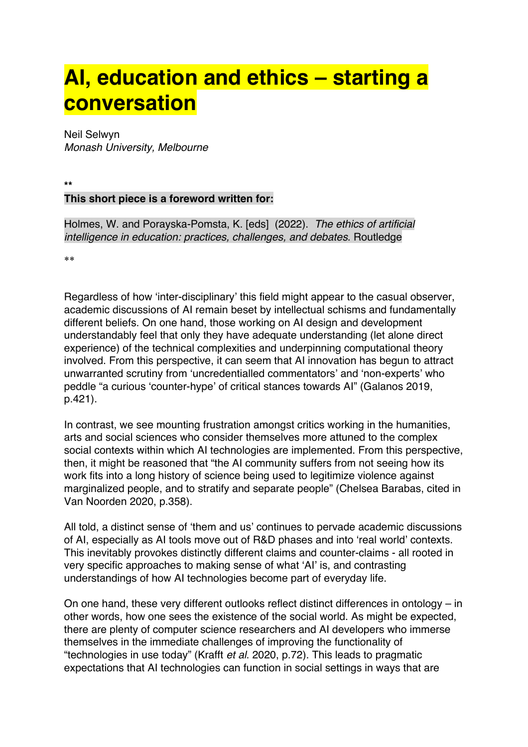# AI, education and ethics – starting a conversation

Neil Selwyn
*Monash University, Melbourne*

**

**This short piece is a foreword written for:**

Holmes, W. and Porayska-Pomsta, K. [eds] (2022). *The ethics of artificial intelligence in education: practices, challenges, and debates*. Routledge

**

Regardless of how 'inter-disciplinary' this field might appear to the casual observer, academic discussions of AI remain beset by intellectual schisms and fundamentally different beliefs. On one hand, those working on AI design and development understandably feel that only they have adequate understanding (let alone direct experience) of the technical complexities and underpinning computational theory involved. From this perspective, it can seem that AI innovation has begun to attract unwarranted scrutiny from 'uncredentialled commentators' and 'non-experts' who peddle "a curious 'counter-hype' of critical stances towards AI" (Galanos 2019, p.421).

In contrast, we see mounting frustration amongst critics working in the humanities, arts and social sciences who consider themselves more attuned to the complex social contexts within which AI technologies are implemented. From this perspective, then, it might be reasoned that "the AI community suffers from not seeing how its work fits into a long history of science being used to legitimize violence against marginalized people, and to stratify and separate people" (Chelsea Barabas, cited in Van Noorden 2020, p.358).

All told, a distinct sense of 'them and us' continues to pervade academic discussions of AI, especially as AI tools move out of R&D phases and into 'real world' contexts. This inevitably provokes distinctly different claims and counter-claims - all rooted in very specific approaches to making sense of what 'AI' is, and contrasting understandings of how AI technologies become part of everyday life.

On one hand, these very different outlooks reflect distinct differences in ontology – in other words, how one sees the existence of the social world. As might be expected, there are plenty of computer science researchers and AI developers who immerse themselves in the immediate challenges of improving the functionality of "technologies in use today" (Krafft *et al*. 2020, p.72). This leads to pragmatic expectations that AI technologies can function in social settings in ways that are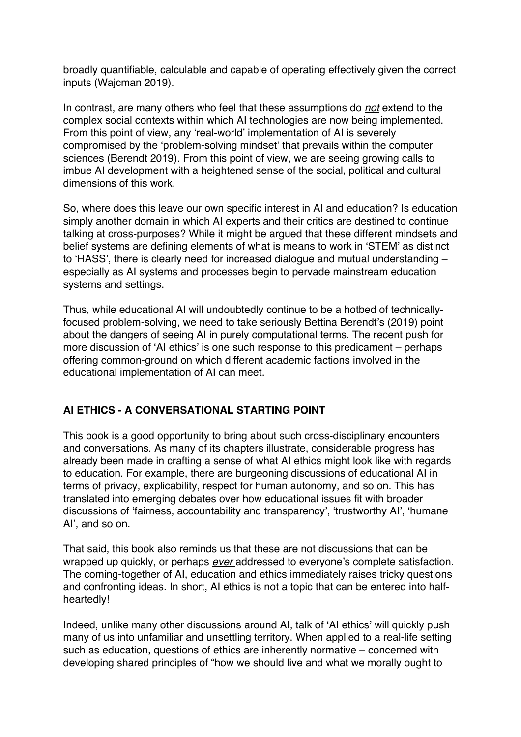broadly quantifiable, calculable and capable of operating effectively given the correct inputs (Wajcman 2019).

In contrast, are many others who feel that these assumptions do *not* extend to the complex social contexts within which AI technologies are now being implemented. From this point of view, any 'real-world' implementation of AI is severely compromised by the 'problem-solving mindset' that prevails within the computer sciences (Berendt 2019). From this point of view, we are seeing growing calls to imbue AI development with a heightened sense of the social, political and cultural dimensions of this work.

So, where does this leave our own specific interest in AI and education? Is education simply another domain in which AI experts and their critics are destined to continue talking at cross-purposes? While it might be argued that these different mindsets and belief systems are defining elements of what is means to work in 'STEM' as distinct to 'HASS', there is clearly need for increased dialogue and mutual understanding – especially as AI systems and processes begin to pervade mainstream education systems and settings.

Thus, while educational AI will undoubtedly continue to be a hotbed of technically-focused problem-solving, we need to take seriously Bettina Berendt's (2019) point about the dangers of seeing AI in purely computational terms. The recent push for more discussion of 'AI ethics' is one such response to this predicament – perhaps offering common-ground on which different academic factions involved in the educational implementation of AI can meet.

## AI ETHICS - A CONVERSATIONAL STARTING POINT

This book is a good opportunity to bring about such cross-disciplinary encounters and conversations. As many of its chapters illustrate, considerable progress has already been made in crafting a sense of what AI ethics might look like with regards to education. For example, there are burgeoning discussions of educational AI in terms of privacy, explicability, respect for human autonomy, and so on. This has translated into emerging debates over how educational issues fit with broader discussions of 'fairness, accountability and transparency', 'trustworthy AI', 'humane AI', and so on.

That said, this book also reminds us that these are not discussions that can be wrapped up quickly, or perhaps *ever* addressed to everyone's complete satisfaction. The coming-together of AI, education and ethics immediately raises tricky questions and confronting ideas. In short, AI ethics is not a topic that can be entered into half-heartedly!

Indeed, unlike many other discussions around AI, talk of 'AI ethics' will quickly push many of us into unfamiliar and unsettling territory. When applied to a real-life setting such as education, questions of ethics are inherently normative – concerned with developing shared principles of "how we should live and what we morally ought to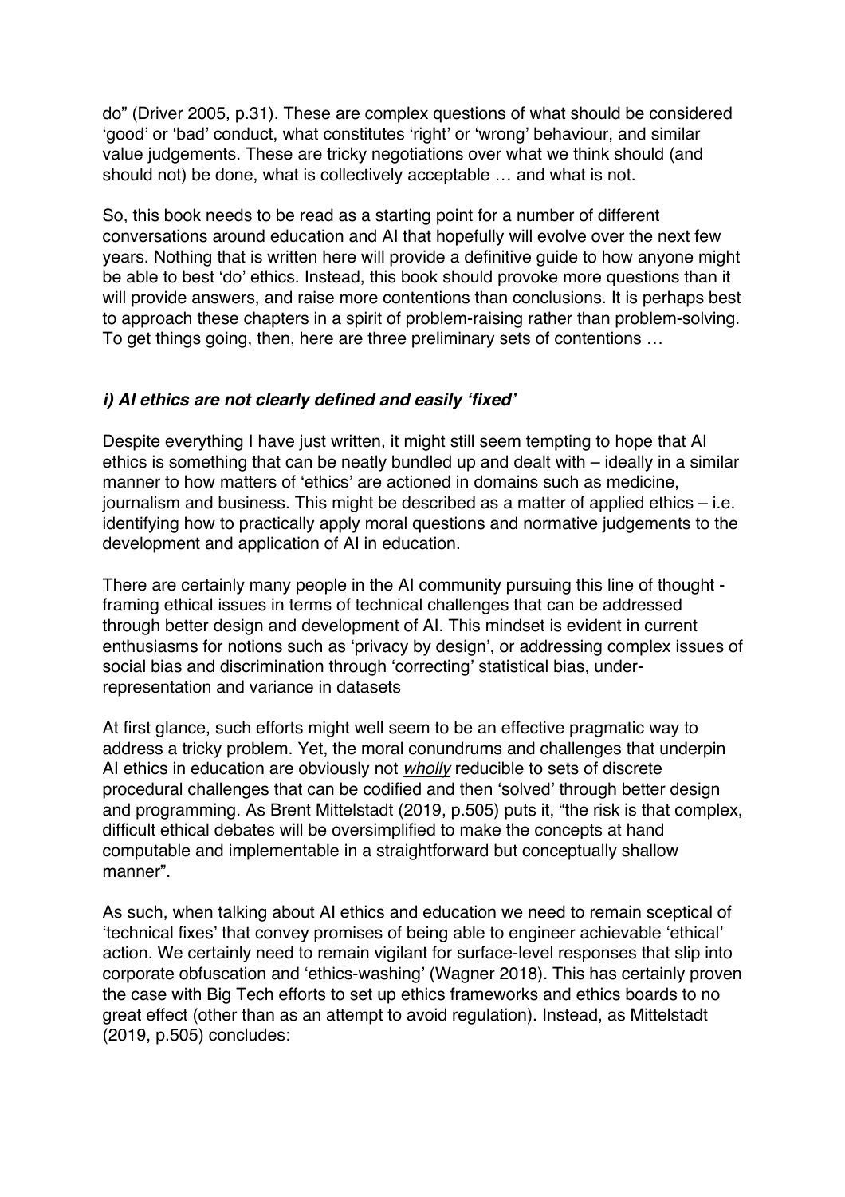do" (Driver 2005, p.31). These are complex questions of what should be considered 'good' or 'bad' conduct, what constitutes 'right' or 'wrong' behaviour, and similar value judgements. These are tricky negotiations over what we think should (and should not) be done, what is collectively acceptable … and what is not.

So, this book needs to be read as a starting point for a number of different conversations around education and AI that hopefully will evolve over the next few years. Nothing that is written here will provide a definitive guide to how anyone might be able to best 'do' ethics. Instead, this book should provoke more questions than it will provide answers, and raise more contentions than conclusions. It is perhaps best to approach these chapters in a spirit of problem-raising rather than problem-solving. To get things going, then, here are three preliminary sets of contentions …

### *i) AI ethics are not clearly defined and easily 'fixed'*

Despite everything I have just written, it might still seem tempting to hope that AI ethics is something that can be neatly bundled up and dealt with – ideally in a similar manner to how matters of 'ethics' are actioned in domains such as medicine, journalism and business. This might be described as a matter of applied ethics – i.e. identifying how to practically apply moral questions and normative judgements to the development and application of AI in education.

There are certainly many people in the AI community pursuing this line of thought - framing ethical issues in terms of technical challenges that can be addressed through better design and development of AI. This mindset is evident in current enthusiasms for notions such as 'privacy by design', or addressing complex issues of social bias and discrimination through 'correcting' statistical bias, under-representation and variance in datasets

At first glance, such efforts might well seem to be an effective pragmatic way to address a tricky problem. Yet, the moral conundrums and challenges that underpin AI ethics in education are obviously not *wholly* reducible to sets of discrete procedural challenges that can be codified and then 'solved' through better design and programming. As Brent Mittelstadt (2019, p.505) puts it, "the risk is that complex, difficult ethical debates will be oversimplified to make the concepts at hand computable and implementable in a straightforward but conceptually shallow manner".

As such, when talking about AI ethics and education we need to remain sceptical of 'technical fixes' that convey promises of being able to engineer achievable 'ethical' action. We certainly need to remain vigilant for surface-level responses that slip into corporate obfuscation and 'ethics-washing' (Wagner 2018). This has certainly proven the case with Big Tech efforts to set up ethics frameworks and ethics boards to no great effect (other than as an attempt to avoid regulation). Instead, as Mittelstadt (2019, p.505) concludes: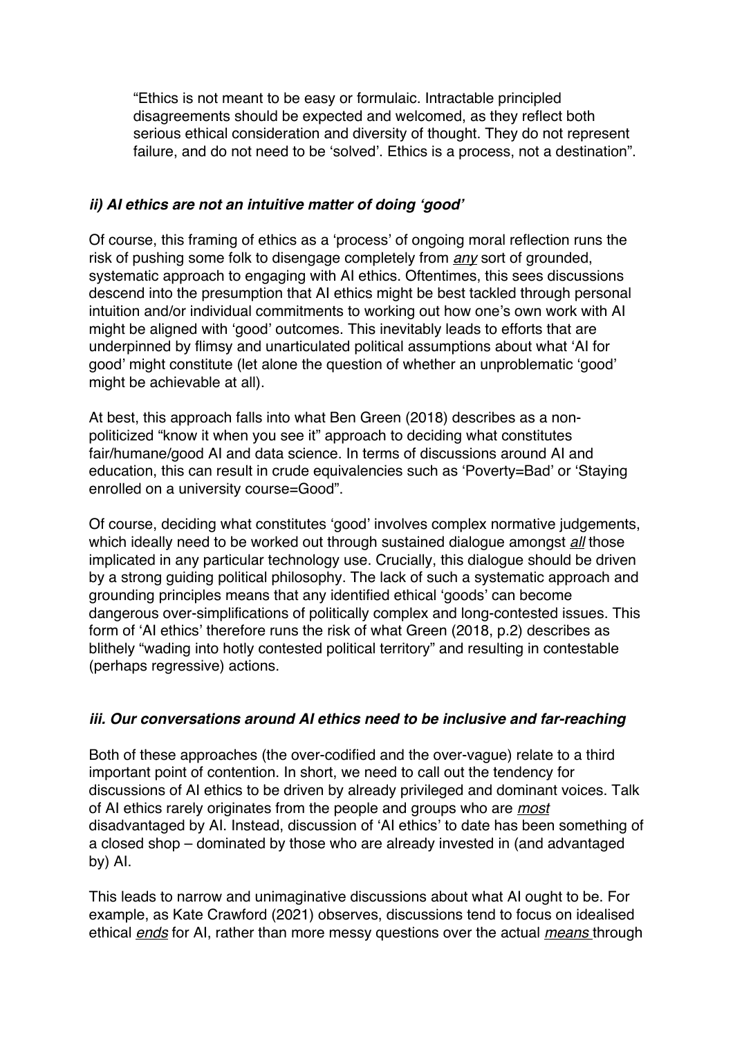> "Ethics is not meant to be easy or formulaic. Intractable principled disagreements should be expected and welcomed, as they reflect both serious ethical consideration and diversity of thought. They do not represent failure, and do not need to be 'solved'. Ethics is a process, not a destination".

### *ii) AI ethics are not an intuitive matter of doing 'good'*

Of course, this framing of ethics as a 'process' of ongoing moral reflection runs the risk of pushing some folk to disengage completely from *any* sort of grounded, systematic approach to engaging with AI ethics. Oftentimes, this sees discussions descend into the presumption that AI ethics might be best tackled through personal intuition and/or individual commitments to working out how one's own work with AI might be aligned with 'good' outcomes. This inevitably leads to efforts that are underpinned by flimsy and unarticulated political assumptions about what 'AI for good' might constitute (let alone the question of whether an unproblematic 'good' might be achievable at all).

At best, this approach falls into what Ben Green (2018) describes as a non-politicized "know it when you see it" approach to deciding what constitutes fair/humane/good AI and data science. In terms of discussions around AI and education, this can result in crude equivalencies such as 'Poverty=Bad' or 'Staying enrolled on a university course=Good".

Of course, deciding what constitutes 'good' involves complex normative judgements, which ideally need to be worked out through sustained dialogue amongst *all* those implicated in any particular technology use. Crucially, this dialogue should be driven by a strong guiding political philosophy. The lack of such a systematic approach and grounding principles means that any identified ethical 'goods' can become dangerous over-simplifications of politically complex and long-contested issues. This form of 'AI ethics' therefore runs the risk of what Green (2018, p.2) describes as blithely "wading into hotly contested political territory" and resulting in contestable (perhaps regressive) actions.

### *iii. Our conversations around AI ethics need to be inclusive and far-reaching*

Both of these approaches (the over-codified and the over-vague) relate to a third important point of contention. In short, we need to call out the tendency for discussions of AI ethics to be driven by already privileged and dominant voices. Talk of AI ethics rarely originates from the people and groups who are *most* disadvantaged by AI. Instead, discussion of 'AI ethics' to date has been something of a closed shop – dominated by those who are already invested in (and advantaged by) AI.

This leads to narrow and unimaginative discussions about what AI ought to be. For example, as Kate Crawford (2021) observes, discussions tend to focus on idealised ethical *ends* for AI, rather than more messy questions over the actual *means* through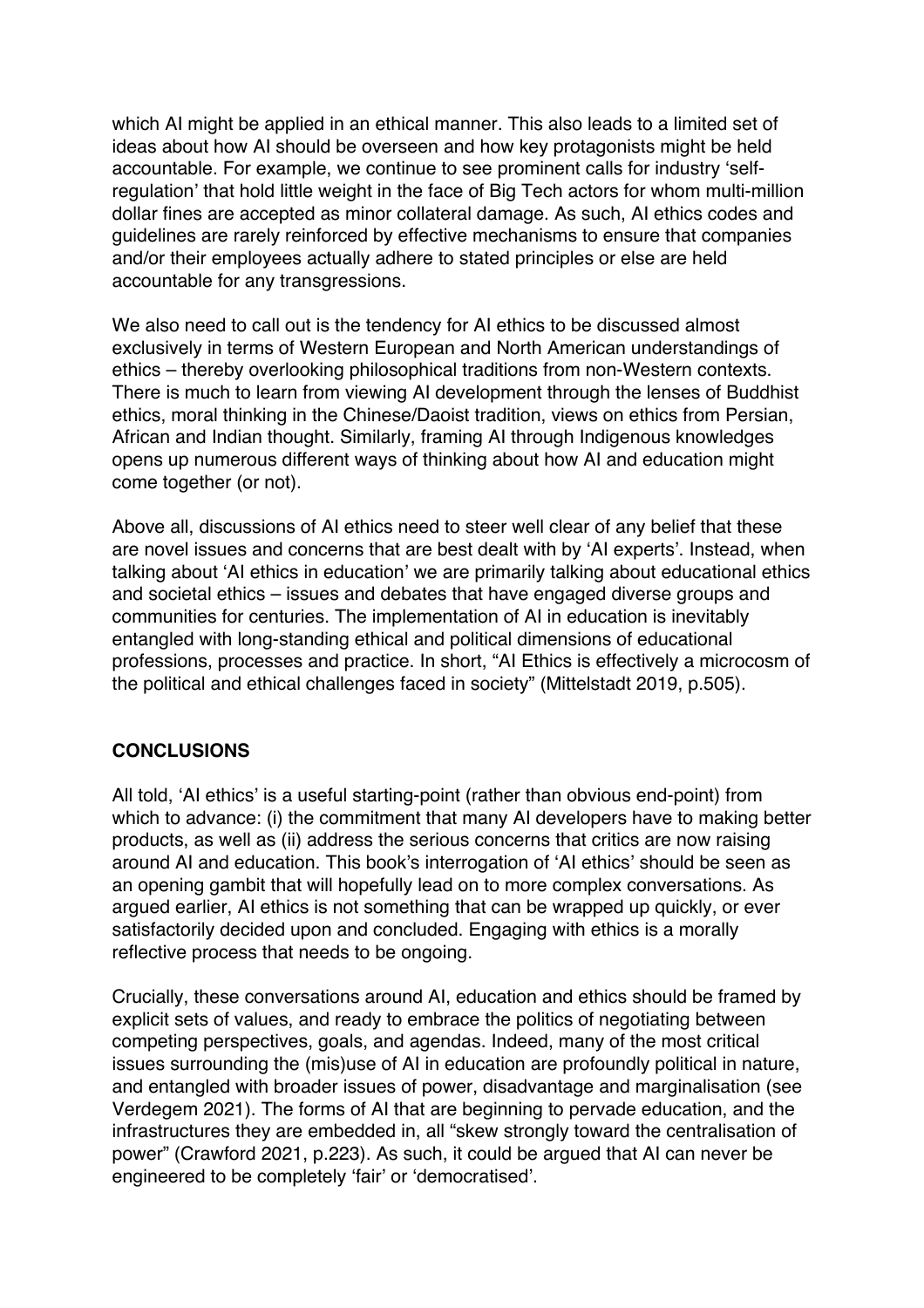which AI might be applied in an ethical manner. This also leads to a limited set of ideas about how AI should be overseen and how key protagonists might be held accountable. For example, we continue to see prominent calls for industry 'self-regulation' that hold little weight in the face of Big Tech actors for whom multi-million dollar fines are accepted as minor collateral damage. As such, AI ethics codes and guidelines are rarely reinforced by effective mechanisms to ensure that companies and/or their employees actually adhere to stated principles or else are held accountable for any transgressions.

We also need to call out is the tendency for AI ethics to be discussed almost exclusively in terms of Western European and North American understandings of ethics – thereby overlooking philosophical traditions from non-Western contexts. There is much to learn from viewing AI development through the lenses of Buddhist ethics, moral thinking in the Chinese/Daoist tradition, views on ethics from Persian, African and Indian thought. Similarly, framing AI through Indigenous knowledges opens up numerous different ways of thinking about how AI and education might come together (or not).

Above all, discussions of AI ethics need to steer well clear of any belief that these are novel issues and concerns that are best dealt with by 'AI experts'. Instead, when talking about 'AI ethics in education' we are primarily talking about educational ethics and societal ethics – issues and debates that have engaged diverse groups and communities for centuries. The implementation of AI in education is inevitably entangled with long-standing ethical and political dimensions of educational professions, processes and practice. In short, "AI Ethics is effectively a microcosm of the political and ethical challenges faced in society" (Mittelstadt 2019, p.505).

## CONCLUSIONS

All told, 'AI ethics' is a useful starting-point (rather than obvious end-point) from which to advance: (i) the commitment that many AI developers have to making better products, as well as (ii) address the serious concerns that critics are now raising around AI and education. This book's interrogation of 'AI ethics' should be seen as an opening gambit that will hopefully lead on to more complex conversations. As argued earlier, AI ethics is not something that can be wrapped up quickly, or ever satisfactorily decided upon and concluded. Engaging with ethics is a morally reflective process that needs to be ongoing.

Crucially, these conversations around AI, education and ethics should be framed by explicit sets of values, and ready to embrace the politics of negotiating between competing perspectives, goals, and agendas. Indeed, many of the most critical issues surrounding the (mis)use of AI in education are profoundly political in nature, and entangled with broader issues of power, disadvantage and marginalisation (see Verdegem 2021). The forms of AI that are beginning to pervade education, and the infrastructures they are embedded in, all "skew strongly toward the centralisation of power" (Crawford 2021, p.223). As such, it could be argued that AI can never be engineered to be completely 'fair' or 'democratised'.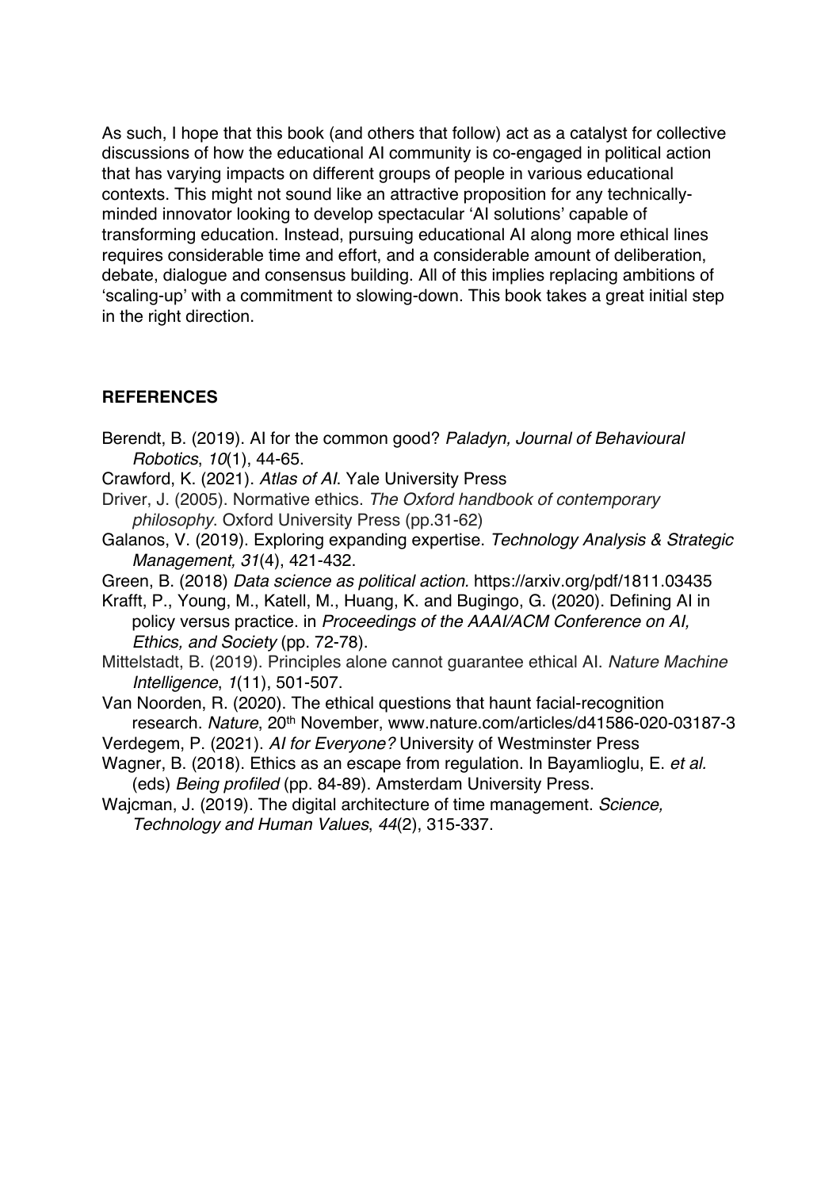As such, I hope that this book (and others that follow) act as a catalyst for collective discussions of how the educational AI community is co-engaged in political action that has varying impacts on different groups of people in various educational contexts. This might not sound like an attractive proposition for any technically-minded innovator looking to develop spectacular 'AI solutions' capable of transforming education. Instead, pursuing educational AI along more ethical lines requires considerable time and effort, and a considerable amount of deliberation, debate, dialogue and consensus building. All of this implies replacing ambitions of 'scaling-up' with a commitment to slowing-down. This book takes a great initial step in the right direction.

## REFERENCES

Berendt, B. (2019). AI for the common good? *Paladyn, Journal of Behavioural Robotics*, *10*(1), 44-65.

Crawford, K. (2021). *Atlas of AI*. Yale University Press

Driver, J. (2005). Normative ethics. *The Oxford handbook of contemporary philosophy*. Oxford University Press (pp.31-62)

Galanos, V. (2019). Exploring expanding expertise. *Technology Analysis & Strategic Management, 31*(4), 421-432.

Green, B. (2018) *Data science as political action.* https://arxiv.org/pdf/1811.03435

Krafft, P., Young, M., Katell, M., Huang, K. and Bugingo, G. (2020). Defining AI in policy versus practice. in *Proceedings of the AAAI/ACM Conference on AI, Ethics, and Society* (pp. 72-78).

Mittelstadt, B. (2019). Principles alone cannot guarantee ethical AI. *Nature Machine Intelligence*, *1*(11), 501-507.

Van Noorden, R. (2020). The ethical questions that haunt facial-recognition research. *Nature*, 20th November, www.nature.com/articles/d41586-020-03187-3

Verdegem, P. (2021). *AI for Everyone?* University of Westminster Press

Wagner, B. (2018). Ethics as an escape from regulation. In Bayamlioglu, E. *et al.* (eds) *Being profiled* (pp. 84-89). Amsterdam University Press.

Wajcman, J. (2019). The digital architecture of time management. *Science, Technology and Human Values*, *44*(2), 315-337.